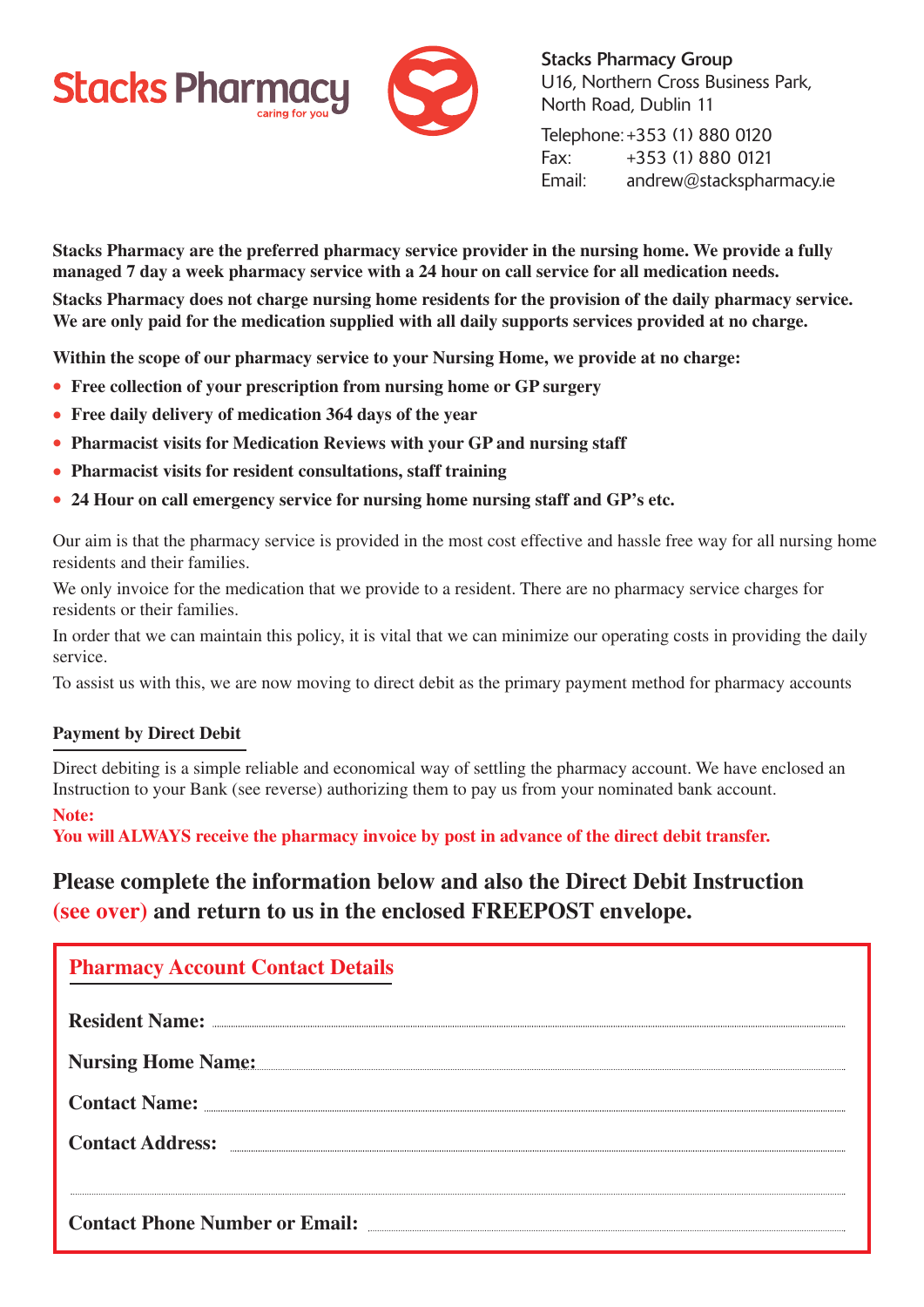Stacks Pharmacy
caring for you

**Stacks Pharmacy Group**
U16, Northern Cross Business Park,
North Road, Dublin 11

Telephone: +353 (1) 880 0120
Fax: +353 (1) 880 0121
Email: andrew@stackspharmacy.ie

**Stacks Pharmacy are the preferred pharmacy service provider in the nursing home. We provide a fully managed 7 day a week pharmacy service with a 24 hour on call service for all medication needs.**

**Stacks Pharmacy does not charge nursing home residents for the provision of the daily pharmacy service. We are only paid for the medication supplied with all daily supports services provided at no charge.**

**Within the scope of our pharmacy service to your Nursing Home, we provide at no charge:**

- **Free collection of your prescription from nursing home or GP surgery**
- **Free daily delivery of medication 364 days of the year**
- **Pharmacist visits for Medication Reviews with your GP and nursing staff**
- **Pharmacist visits for resident consultations, staff training**
- **24 Hour on call emergency service for nursing home nursing staff and GP's etc.**

Our aim is that the pharmacy service is provided in the most cost effective and hassle free way for all nursing home residents and their families.

We only invoice for the medication that we provide to a resident. There are no pharmacy service charges for residents or their families.

In order that we can maintain this policy, it is vital that we can minimize our operating costs in providing the daily service.

To assist us with this, we are now moving to direct debit as the primary payment method for pharmacy accounts

**Payment by Direct Debit**

Direct debiting is a simple reliable and economical way of settling the pharmacy account. We have enclosed an Instruction to your Bank (see reverse) authorizing them to pay us from your nominated bank account.

**Note:**
**You will ALWAYS receive the pharmacy invoice by post in advance of the direct debit transfer.**

## Please complete the information below and also the Direct Debit Instruction (see over) and return to us in the enclosed FREEPOST envelope.

### Pharmacy Account Contact Details

**Resident Name:** ..............................................................

**Nursing Home Name:** ..............................................................

**Contact Name:** ..............................................................

**Contact Address:** ..............................................................

..............................................................

**Contact Phone Number or Email:** ..............................................................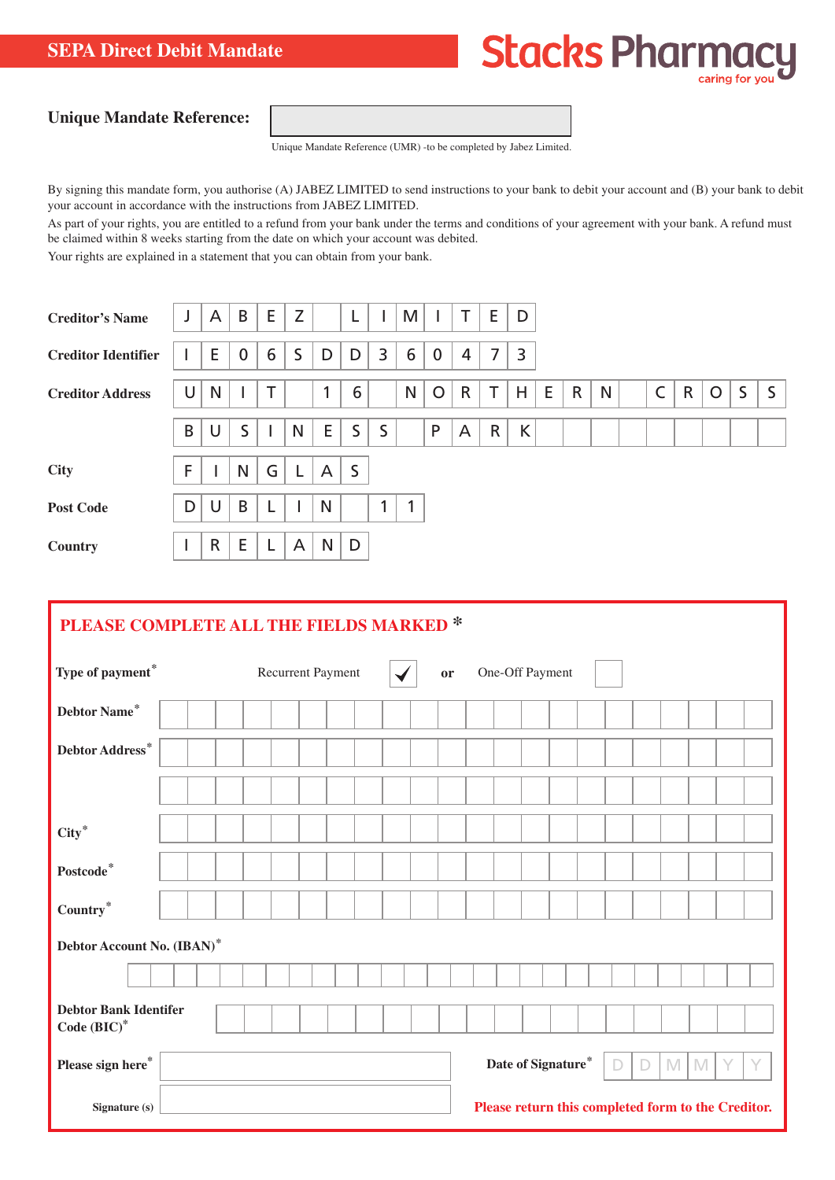**SEPA Direct Debit Mandate**

**Stacks Pharmacy**
caring for you

**Unique Mandate Reference:**

Unique Mandate Reference (UMR) -to be completed by Jabez Limited.

By signing this mandate form, you authorise (A) JABEZ LIMITED to send instructions to your bank to debit your account and (B) your bank to debit your account in accordance with the instructions from JABEZ LIMITED.

As part of your rights, you are entitled to a refund from your bank under the terms and conditions of your agreement with your bank. A refund must be claimed within 8 weeks starting from the date on which your account was debited.

Your rights are explained in a statement that you can obtain from your bank.

| | |
|---|---|
| **Creditor's Name** | JABEZ LIMITED |
| **Creditor Identifier** | IE06SDD360473 |
| **Creditor Address** | UNIT 16 NORTHERN CROSS |
| | BUSINESS PARK |
| **City** | FINGLAS |
| **Post Code** | DUBLIN 11 |
| **Country** | IRELAND |

**PLEASE COMPLETE ALL THE FIELDS MARKED ***

**Type of payment*** Recurrent Payment ☑ or One-Off Payment ☐

**Debtor Name***

**Debtor Address***

**City***

**Postcode***

**Country***

**Debtor Account No. (IBAN)***

**Debtor Bank Identifer Code (BIC)***

**Please sign here***

**Date of Signature*** D D M M Y Y

**Signature (s)**

**Please return this completed form to the Creditor.**